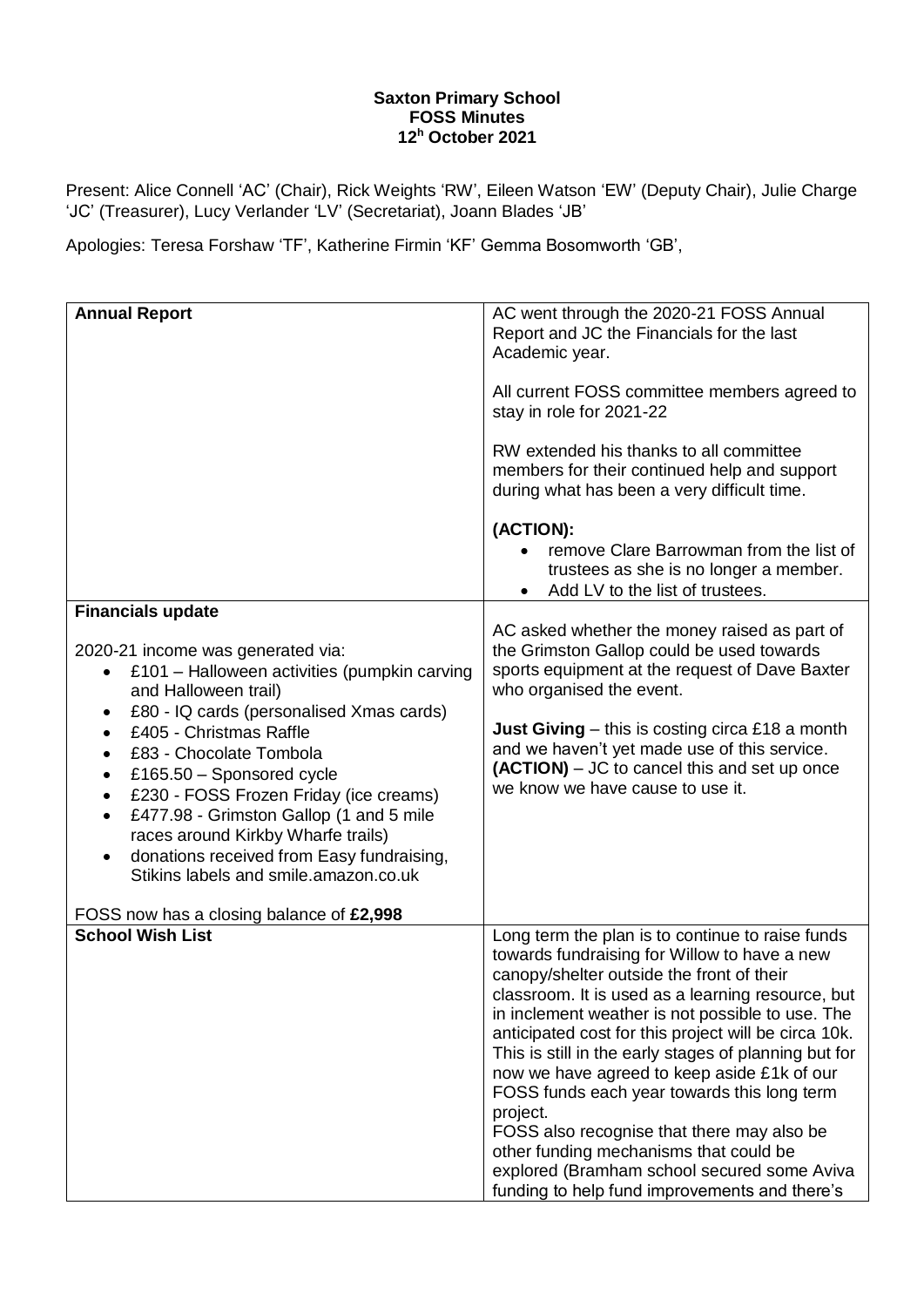**Saxton Primary School**
**FOSS Minutes**
**12h October 2021**

Present: Alice Connell 'AC' (Chair), Rick Weights 'RW', Eileen Watson 'EW' (Deputy Chair), Julie Charge 'JC' (Treasurer), Lucy Verlander 'LV' (Secretariat), Joann Blades 'JB'

Apologies: Teresa Forshaw 'TF', Katherine Firmin 'KF' Gemma Bosomworth 'GB',

| | |
|---|---|
| **Annual Report** | AC went through the 2020-21 FOSS Annual Report and JC the Financials for the last Academic year.<br><br>All current FOSS committee members agreed to stay in role for 2021-22<br><br>RW extended his thanks to all committee members for their continued help and support during what has been a very difficult time.<br><br>**(ACTION):**<br>• remove Clare Barrowman from the list of trustees as she is no longer a member.<br>• Add LV to the list of trustees. |
| **Financials update**<br><br>2020-21 income was generated via:<br>• £101 – Halloween activities (pumpkin carving and Halloween trail)<br>• £80 - IQ cards (personalised Xmas cards)<br>• £405 - Christmas Raffle<br>• £83 - Chocolate Tombola<br>• £165.50 – Sponsored cycle<br>• £230 - FOSS Frozen Friday (ice creams)<br>• £477.98 - Grimston Gallop (1 and 5 mile races around Kirkby Wharfe trails)<br>• donations received from Easy fundraising, Stikins labels and smile.amazon.co.uk<br><br>FOSS now has a closing balance of **£2,998** | AC asked whether the money raised as part of the Grimston Gallop could be used towards sports equipment at the request of Dave Baxter who organised the event.<br><br>**Just Giving** – this is costing circa £18 a month and we haven't yet made use of this service. **(ACTION)** – JC to cancel this and set up once we know we have cause to use it. |
| **School Wish List** | Long term the plan is to continue to raise funds towards fundraising for Willow to have a new canopy/shelter outside the front of their classroom. It is used as a learning resource, but in inclement weather is not possible to use. The anticipated cost for this project will be circa 10k. This is still in the early stages of planning but for now we have agreed to keep aside £1k of our FOSS funds each year towards this long term project.<br>FOSS also recognise that there may also be other funding mechanisms that could be explored (Bramham school secured some Aviva funding to help fund improvements and there's |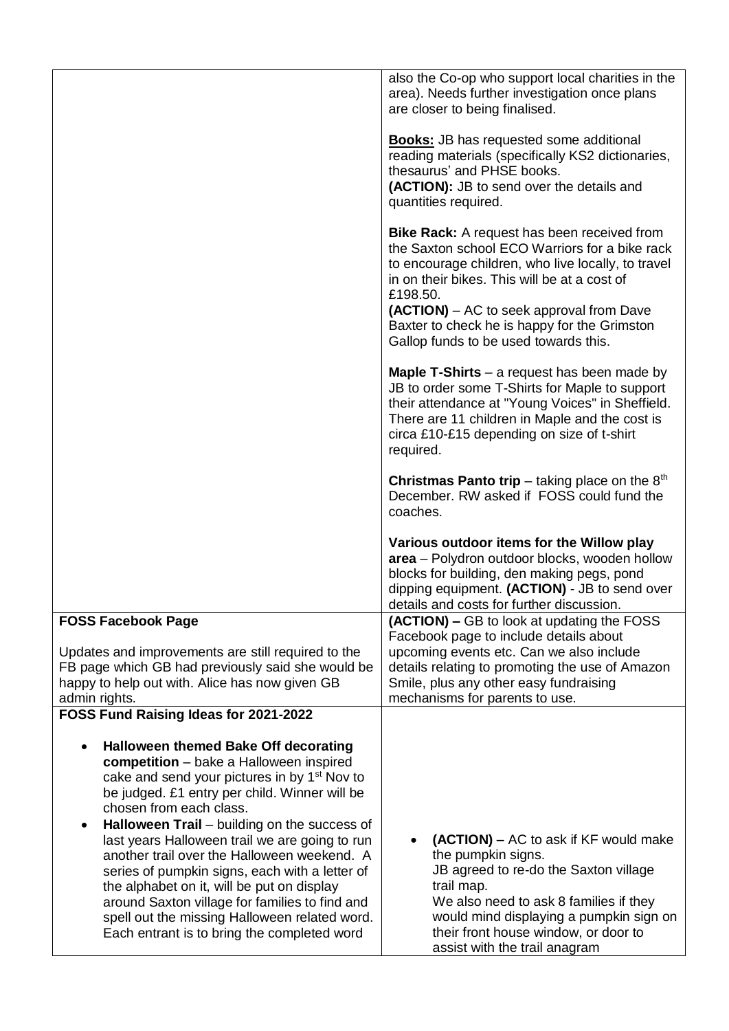| | |
|---|---|
| | also the Co-op who support local charities in the area). Needs further investigation once plans are closer to being finalised.<br><br>**Books:** JB has requested some additional reading materials (specifically KS2 dictionaries, thesaurus' and PHSE books.<br>**(ACTION):** JB to send over the details and quantities required.<br><br>**Bike Rack:** A request has been received from the Saxton school ECO Warriors for a bike rack to encourage children, who live locally, to travel in on their bikes. This will be at a cost of £198.50.<br>**(ACTION)** – AC to seek approval from Dave Baxter to check he is happy for the Grimston Gallop funds to be used towards this.<br><br>**Maple T-Shirts** – a request has been made by JB to order some T-Shirts for Maple to support their attendance at "Young Voices" in Sheffield. There are 11 children in Maple and the cost is circa £10-£15 depending on size of t-shirt required.<br><br>**Christmas Panto trip** – taking place on the 8th December. RW asked if FOSS could fund the coaches.<br><br>**Various outdoor items for the Willow play area** – Polydron outdoor blocks, wooden hollow blocks for building, den making pegs, pond dipping equipment. **(ACTION)** - JB to send over details and costs for further discussion. |
| **FOSS Facebook Page**<br><br>Updates and improvements are still required to the FB page which GB had previously said she would be happy to help out with. Alice has now given GB admin rights. | **(ACTION) –** GB to look at updating the FOSS Facebook page to include details about upcoming events etc. Can we also include details relating to promoting the use of Amazon Smile, plus any other easy fundraising mechanisms for parents to use. |
| **FOSS Fund Raising Ideas for 2021-2022**<br><br>• **Halloween themed Bake Off decorating competition** – bake a Halloween inspired cake and send your pictures in by 1st Nov to be judged. £1 entry per child. Winner will be chosen from each class.<br>• **Halloween Trail** – building on the success of last years Halloween trail we are going to run another trail over the Halloween weekend. A series of pumpkin signs, each with a letter of the alphabet on it, will be put on display around Saxton village for families to find and spell out the missing Halloween related word. Each entrant is to bring the completed word | • **(ACTION) –** AC to ask if KF would make the pumpkin signs.<br>JB agreed to re-do the Saxton village trail map.<br>We also need to ask 8 families if they would mind displaying a pumpkin sign on their front house window, or door to assist with the trail anagram |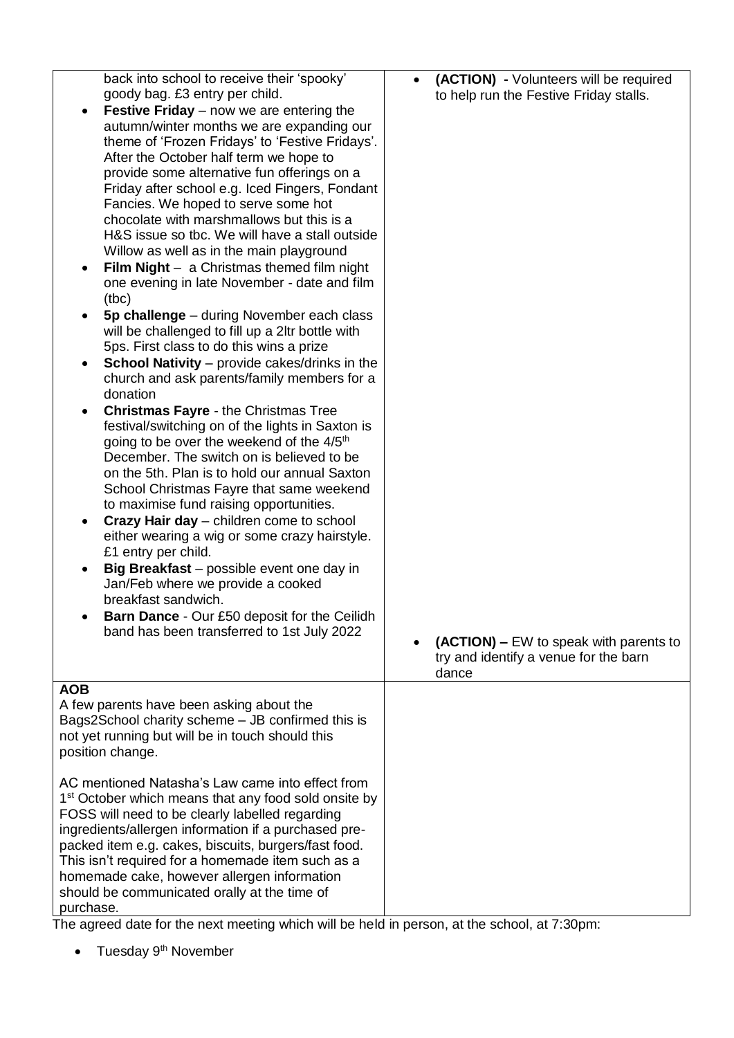| | |
|---|---|
| back into school to receive their 'spooky' goody bag. £3 entry per child.<br>• **Festive Friday** – now we are entering the autumn/winter months we are expanding our theme of 'Frozen Fridays' to 'Festive Fridays'. After the October half term we hope to provide some alternative fun offerings on a Friday after school e.g. Iced Fingers, Fondant Fancies. We hoped to serve some hot chocolate with marshmallows but this is a H&S issue so tbc. We will have a stall outside Willow as well as in the main playground<br>• **Film Night** – a Christmas themed film night one evening in late November - date and film (tbc)<br>• **5p challenge** – during November each class will be challenged to fill up a 2ltr bottle with 5ps. First class to do this wins a prize<br>• **School Nativity** – provide cakes/drinks in the church and ask parents/family members for a donation<br>• **Christmas Fayre** - the Christmas Tree festival/switching on of the lights in Saxton is going to be over the weekend of the 4/5th December. The switch on is believed to be on the 5th. Plan is to hold our annual Saxton School Christmas Fayre that same weekend to maximise fund raising opportunities.<br>• **Crazy Hair day** – children come to school either wearing a wig or some crazy hairstyle. £1 entry per child.<br>• **Big Breakfast** – possible event one day in Jan/Feb where we provide a cooked breakfast sandwich.<br>• **Barn Dance** - Our £50 deposit for the Ceilidh band has been transferred to 1st July 2022 | • **(ACTION) -** Volunteers will be required to help run the Festive Friday stalls.<br>• **(ACTION) –** EW to speak with parents to try and identify a venue for the barn dance |
| **AOB**<br>A few parents have been asking about the Bags2School charity scheme – JB confirmed this is not yet running but will be in touch should this position change.<br><br>AC mentioned Natasha's Law came into effect from 1st October which means that any food sold onsite by FOSS will need to be clearly labelled regarding ingredients/allergen information if a purchased pre-packed item e.g. cakes, biscuits, burgers/fast food. This isn't required for a homemade item such as a homemade cake, however allergen information should be communicated orally at the time of purchase. | |

The agreed date for the next meeting which will be held in person, at the school, at 7:30pm:

- Tuesday 9th November